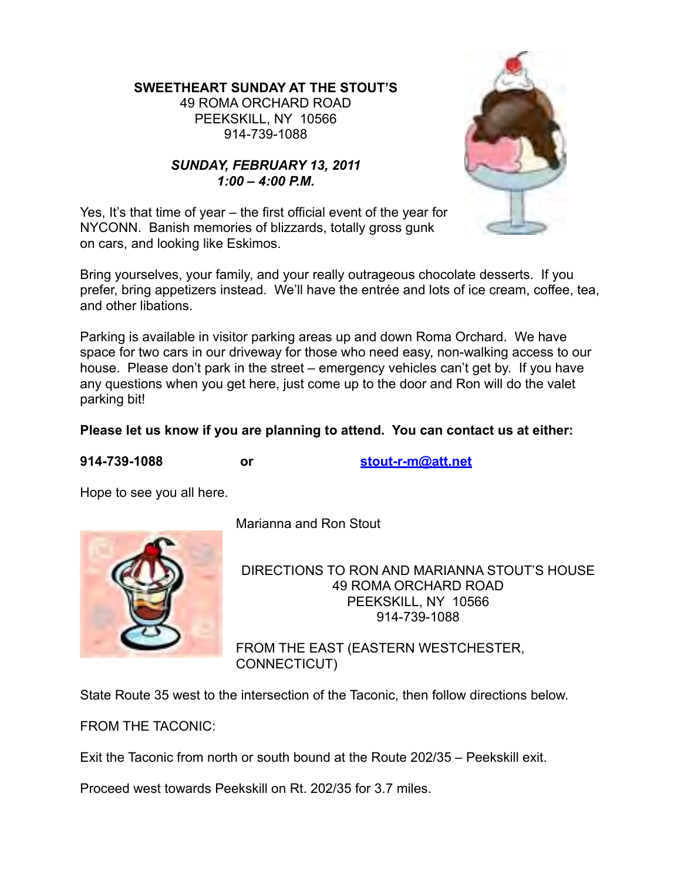**SWEETHEART SUNDAY AT THE STOUT'S**
49 ROMA ORCHARD ROAD
PEEKSKILL, NY 10566
914-739-1088

***SUNDAY, FEBRUARY 13, 2011***
***1:00 – 4:00 P.M.***

Yes, It's that time of year – the first official event of the year for NYCONN. Banish memories of blizzards, totally gross gunk on cars, and looking like Eskimos.

Bring yourselves, your family, and your really outrageous chocolate desserts. If you prefer, bring appetizers instead. We'll have the entrée and lots of ice cream, coffee, tea, and other libations.

Parking is available in visitor parking areas up and down Roma Orchard. We have space for two cars in our driveway for those who need easy, non-walking access to our house. Please don't park in the street – emergency vehicles can't get by. If you have any questions when you get here, just come up to the door and Ron will do the valet parking bit!

**Please let us know if you are planning to attend. You can contact us at either:**

**914-739-1088** **or** **stout-r-m@att.net**

Hope to see you all here.

Marianna and Ron Stout

DIRECTIONS TO RON AND MARIANNA STOUT'S HOUSE
49 ROMA ORCHARD ROAD
PEEKSKILL, NY 10566
914-739-1088

FROM THE EAST (EASTERN WESTCHESTER, CONNECTICUT)

State Route 35 west to the intersection of the Taconic, then follow directions below.

FROM THE TACONIC:

Exit the Taconic from north or south bound at the Route 202/35 – Peekskill exit.

Proceed west towards Peekskill on Rt. 202/35 for 3.7 miles.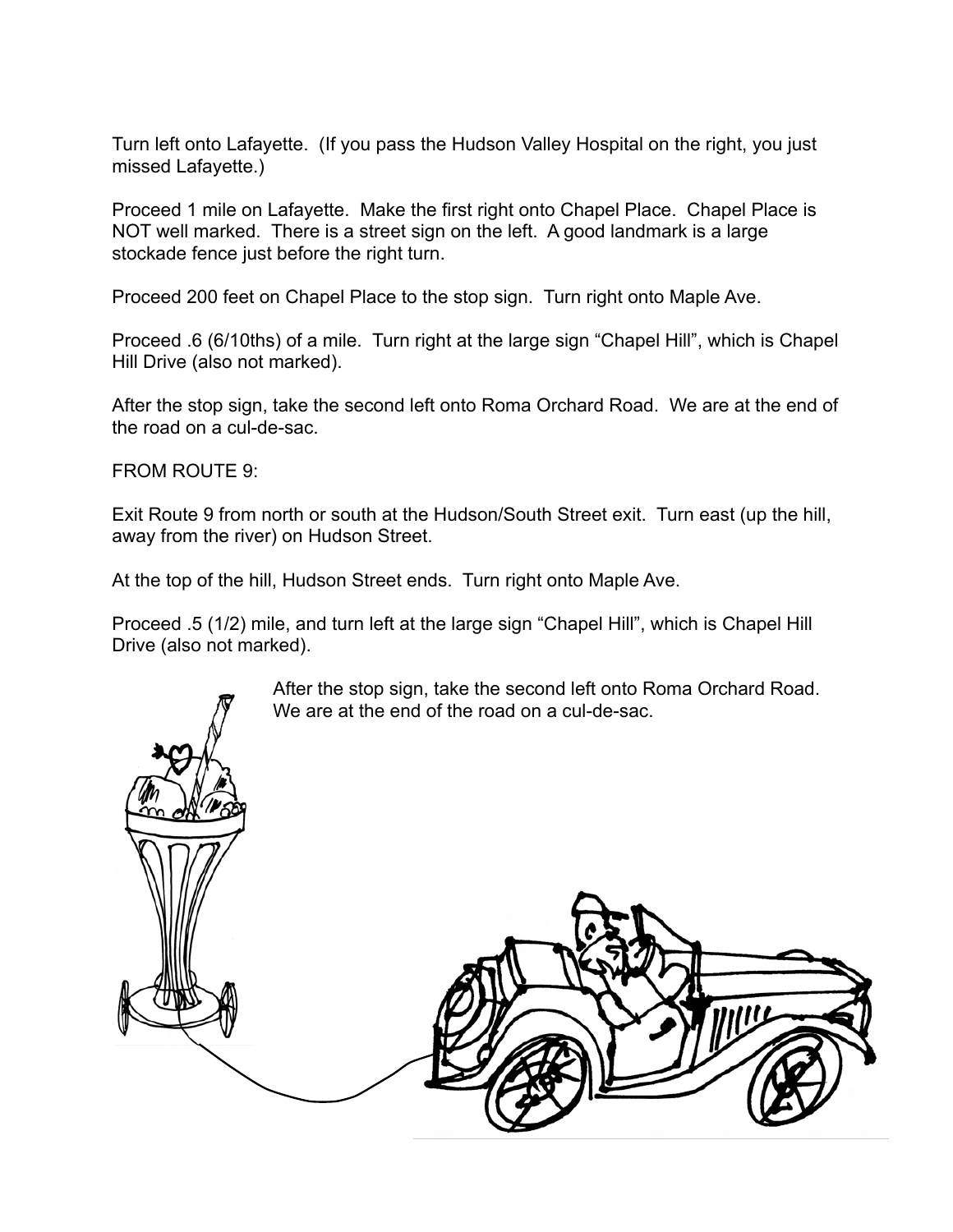Turn left onto Lafayette. (If you pass the Hudson Valley Hospital on the right, you just missed Lafayette.)

Proceed 1 mile on Lafayette. Make the first right onto Chapel Place. Chapel Place is NOT well marked. There is a street sign on the left. A good landmark is a large stockade fence just before the right turn.

Proceed 200 feet on Chapel Place to the stop sign. Turn right onto Maple Ave.

Proceed .6 (6/10ths) of a mile. Turn right at the large sign "Chapel Hill", which is Chapel Hill Drive (also not marked).

After the stop sign, take the second left onto Roma Orchard Road. We are at the end of the road on a cul-de-sac.

FROM ROUTE 9:

Exit Route 9 from north or south at the Hudson/South Street exit. Turn east (up the hill, away from the river) on Hudson Street.

At the top of the hill, Hudson Street ends. Turn right onto Maple Ave.

Proceed .5 (1/2) mile, and turn left at the large sign "Chapel Hill", which is Chapel Hill Drive (also not marked).

After the stop sign, take the second left onto Roma Orchard Road. We are at the end of the road on a cul-de-sac.